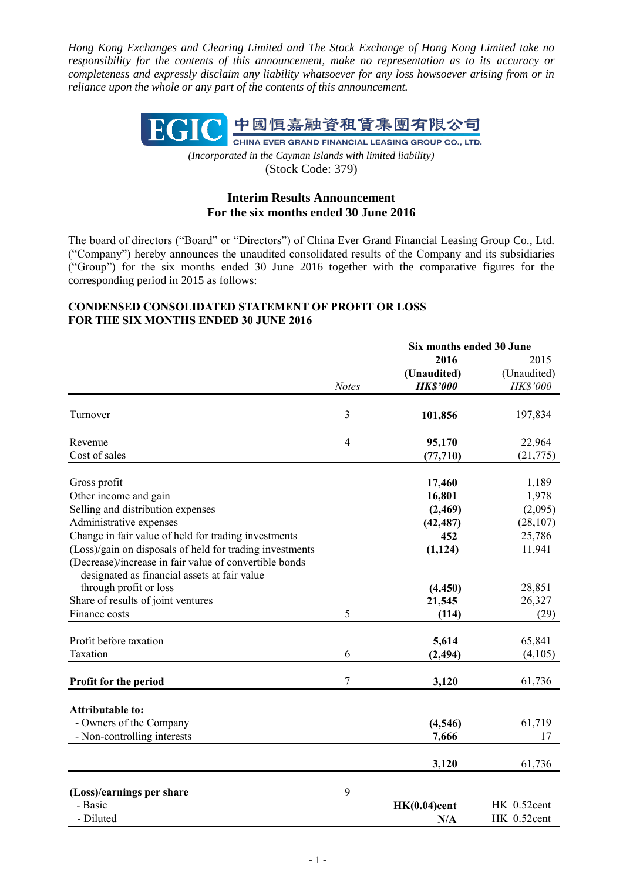*Hong Kong Exchanges and Clearing Limited and The Stock Exchange of Hong Kong Limited take no responsibility for the contents of this announcement, make no representation as to its accuracy or completeness and expressly disclaim any liability whatsoever for any loss howsoever arising from or in reliance upon the whole or any part of the contents of this announcement.*

**EGIC 中國恒嘉融資租賃集團有限公司**
**CHINA EVER GRAND FINANCIAL LEASING GROUP CO., LTD.**

*(Incorporated in the Cayman Islands with limited liability)*
(Stock Code: 379)

## Interim Results Announcement
## For the six months ended 30 June 2016

The board of directors ("Board" or "Directors") of China Ever Grand Financial Leasing Group Co., Ltd. ("Company") hereby announces the unaudited consolidated results of the Company and its subsidiaries ("Group") for the six months ended 30 June 2016 together with the comparative figures for the corresponding period in 2015 as follows:

### CONDENSED CONSOLIDATED STATEMENT OF PROFIT OR LOSS FOR THE SIX MONTHS ENDED 30 JUNE 2016

| | *Notes* | **Six months ended 30 June 2016 (Unaudited) *HK$'000*** | 2015 (Unaudited) *HK$'000* |
|---|---|---|---|
| Turnover | 3 | **101,856** | 197,834 |
| Revenue | 4 | **95,170** | 22,964 |
| Cost of sales | | **(77,710)** | (21,775) |
| Gross profit | | **17,460** | 1,189 |
| Other income and gain | | **16,801** | 1,978 |
| Selling and distribution expenses | | **(2,469)** | (2,095) |
| Administrative expenses | | **(42,487)** | (28,107) |
| Change in fair value of held for trading investments | | **452** | 25,786 |
| (Loss)/gain on disposals of held for trading investments | | **(1,124)** | 11,941 |
| (Decrease)/increase in fair value of convertible bonds designated as financial assets at fair value through profit or loss | | **(4,450)** | 28,851 |
| Share of results of joint ventures | | **21,545** | 26,327 |
| Finance costs | 5 | **(114)** | (29) |
| Profit before taxation | | **5,614** | 65,841 |
| Taxation | 6 | **(2,494)** | (4,105) |
| **Profit for the period** | 7 | **3,120** | 61,736 |
| **Attributable to:** | | | |
| - Owners of the Company | | **(4,546)** | 61,719 |
| - Non-controlling interests | | **7,666** | 17 |
| | | **3,120** | 61,736 |
| **(Loss)/earnings per share** | 9 | | |
| - Basic | | **HK(0.04)cent** | HK 0.52cent |
| - Diluted | | **N/A** | HK 0.52cent |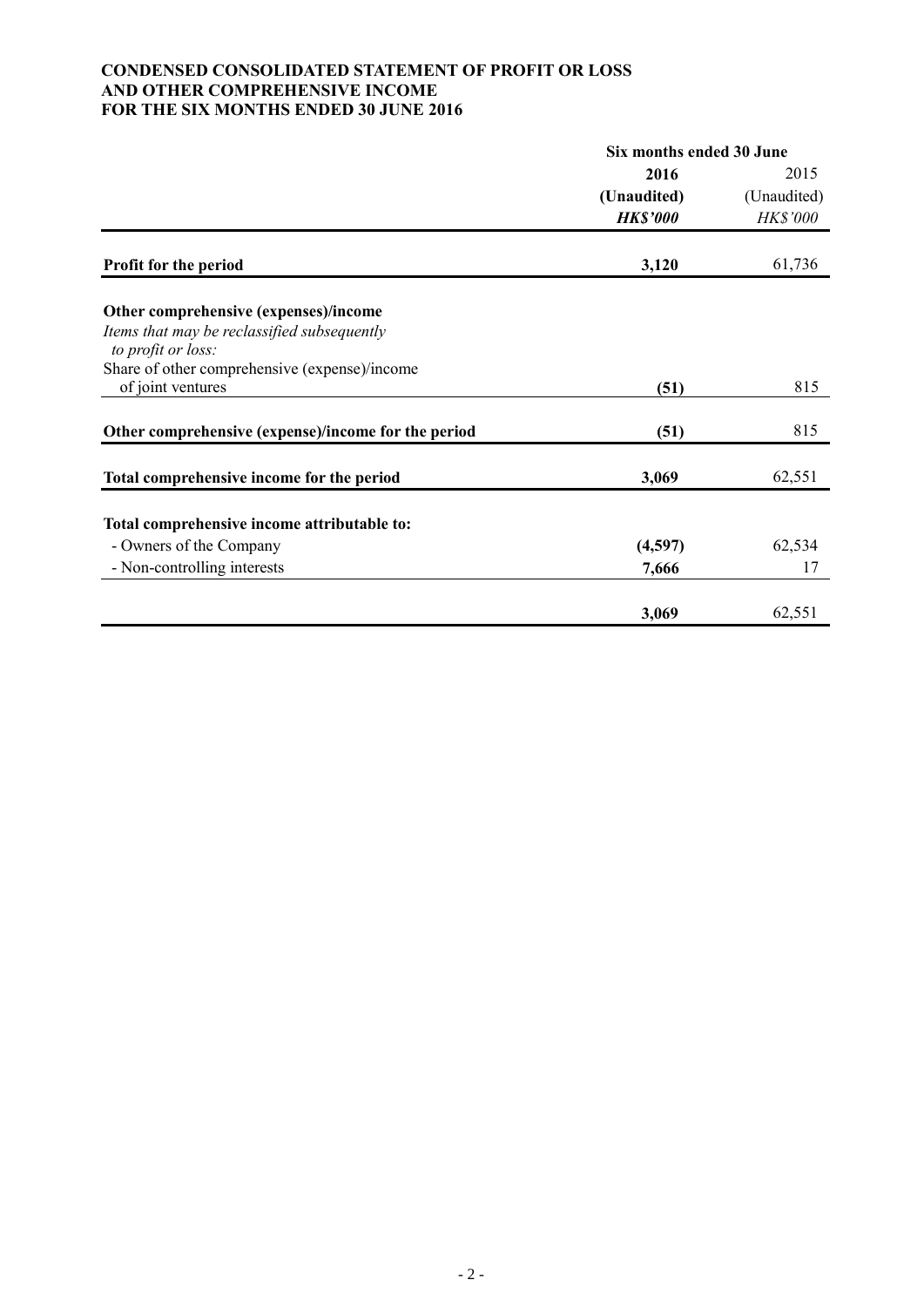**CONDENSED CONSOLIDATED STATEMENT OF PROFIT OR LOSS AND OTHER COMPREHENSIVE INCOME FOR THE SIX MONTHS ENDED 30 JUNE 2016**

| | Six months ended 30 June | |
|---|---|---|
| | **2016** | 2015 |
| | **(Unaudited)** | (Unaudited) |
| | ***HK$'000*** | *HK$'000* |
| **Profit for the period** | **3,120** | 61,736 |
| **Other comprehensive (expenses)/income** | | |
| *Items that may be reclassified subsequently to profit or loss:* | | |
| Share of other comprehensive (expense)/income of joint ventures | **(51)** | 815 |
| **Other comprehensive (expense)/income for the period** | **(51)** | 815 |
| **Total comprehensive income for the period** | **3,069** | 62,551 |
| **Total comprehensive income attributable to:** | | |
| - Owners of the Company | **(4,597)** | 62,534 |
| - Non-controlling interests | **7,666** | 17 |
| | **3,069** | 62,551 |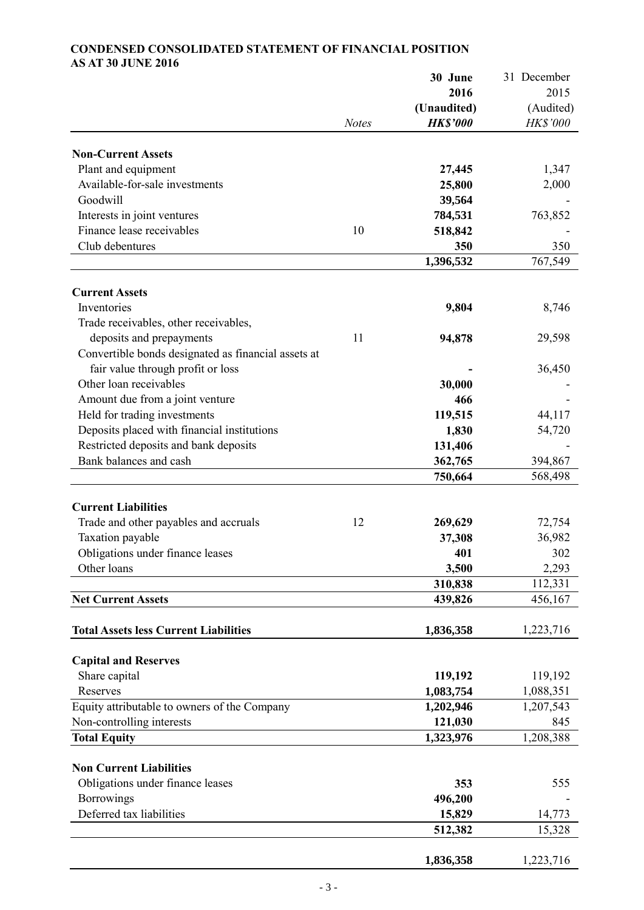**CONDENSED CONSOLIDATED STATEMENT OF FINANCIAL POSITION**
**AS AT 30 JUNE 2016**

| | *Notes* | **30 June 2016 (Unaudited) *HK$'000*** | 31 December 2015 (Audited) *HK$'000* |
|---|---|---|---|
| **Non-Current Assets** | | | |
| Plant and equipment | | **27,445** | 1,347 |
| Available-for-sale investments | | **25,800** | 2,000 |
| Goodwill | | **39,564** | - |
| Interests in joint ventures | | **784,531** | 763,852 |
| Finance lease receivables | 10 | **518,842** | - |
| Club debentures | | **350** | 350 |
| | | **1,396,532** | 767,549 |
| **Current Assets** | | | |
| Inventories | | **9,804** | 8,746 |
| Trade receivables, other receivables, deposits and prepayments | 11 | **94,878** | 29,598 |
| Convertible bonds designated as financial assets at fair value through profit or loss | | **-** | 36,450 |
| Other loan receivables | | **30,000** | - |
| Amount due from a joint venture | | **466** | - |
| Held for trading investments | | **119,515** | 44,117 |
| Deposits placed with financial institutions | | **1,830** | 54,720 |
| Restricted deposits and bank deposits | | **131,406** | - |
| Bank balances and cash | | **362,765** | 394,867 |
| | | **750,664** | 568,498 |
| **Current Liabilities** | | | |
| Trade and other payables and accruals | 12 | **269,629** | 72,754 |
| Taxation payable | | **37,308** | 36,982 |
| Obligations under finance leases | | **401** | 302 |
| Other loans | | **3,500** | 2,293 |
| | | **310,838** | 112,331 |
| **Net Current Assets** | | **439,826** | 456,167 |
| **Total Assets less Current Liabilities** | | **1,836,358** | 1,223,716 |
| **Capital and Reserves** | | | |
| Share capital | | **119,192** | 119,192 |
| Reserves | | **1,083,754** | 1,088,351 |
| Equity attributable to owners of the Company | | **1,202,946** | 1,207,543 |
| Non-controlling interests | | **121,030** | 845 |
| **Total Equity** | | **1,323,976** | 1,208,388 |
| **Non Current Liabilities** | | | |
| Obligations under finance leases | | **353** | 555 |
| Borrowings | | **496,200** | - |
| Deferred tax liabilities | | **15,829** | 14,773 |
| | | **512,382** | 15,328 |
| | | **1,836,358** | 1,223,716 |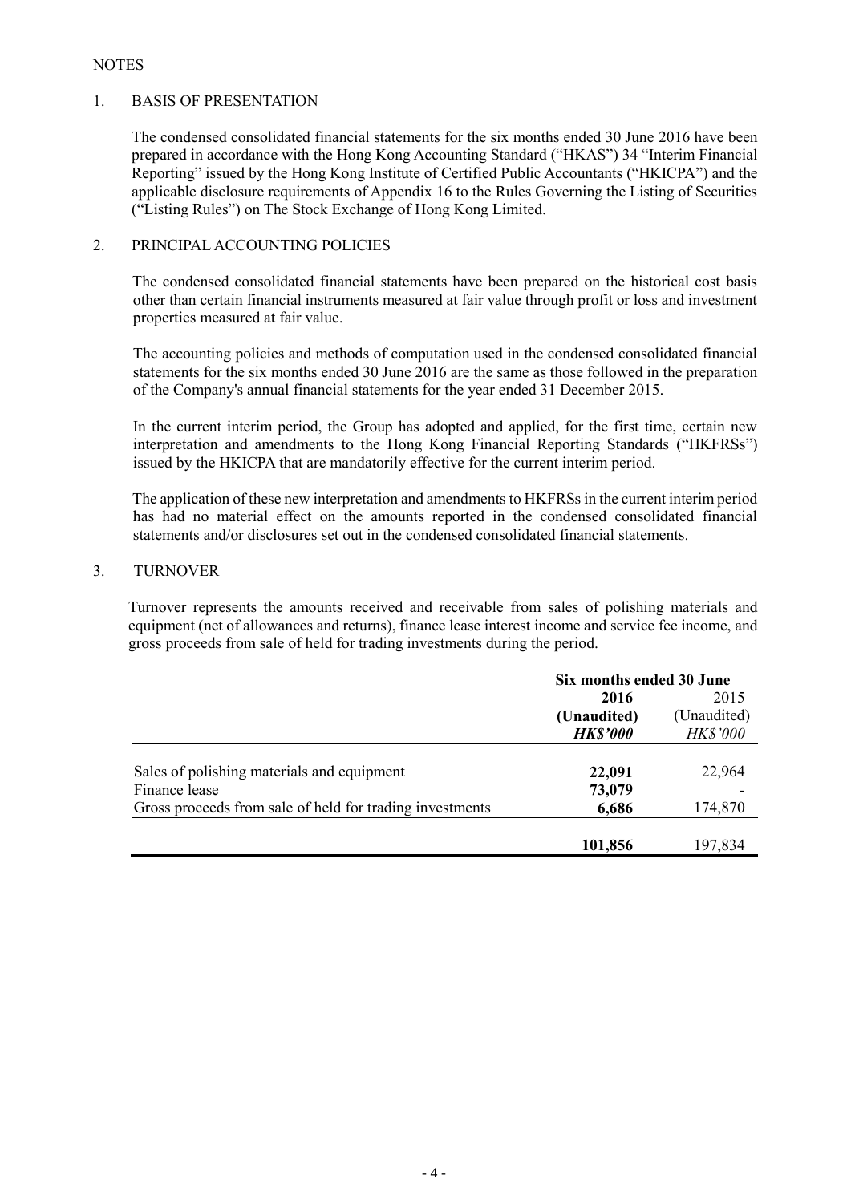NOTES

## 1. BASIS OF PRESENTATION

The condensed consolidated financial statements for the six months ended 30 June 2016 have been prepared in accordance with the Hong Kong Accounting Standard ("HKAS") 34 "Interim Financial Reporting" issued by the Hong Kong Institute of Certified Public Accountants ("HKICPA") and the applicable disclosure requirements of Appendix 16 to the Rules Governing the Listing of Securities ("Listing Rules") on The Stock Exchange of Hong Kong Limited.

## 2. PRINCIPAL ACCOUNTING POLICIES

The condensed consolidated financial statements have been prepared on the historical cost basis other than certain financial instruments measured at fair value through profit or loss and investment properties measured at fair value.

The accounting policies and methods of computation used in the condensed consolidated financial statements for the six months ended 30 June 2016 are the same as those followed in the preparation of the Company's annual financial statements for the year ended 31 December 2015.

In the current interim period, the Group has adopted and applied, for the first time, certain new interpretation and amendments to the Hong Kong Financial Reporting Standards ("HKFRSs") issued by the HKICPA that are mandatorily effective for the current interim period.

The application of these new interpretation and amendments to HKFRSs in the current interim period has had no material effect on the amounts reported in the condensed consolidated financial statements and/or disclosures set out in the condensed consolidated financial statements.

## 3. TURNOVER

Turnover represents the amounts received and receivable from sales of polishing materials and equipment (net of allowances and returns), finance lease interest income and service fee income, and gross proceeds from sale of held for trading investments during the period.

| | **Six months ended 30 June** | |
|---|---|---|
| | **2016** | 2015 |
| | **(Unaudited)** | (Unaudited) |
| | ***HK$'000*** | *HK$'000* |
| Sales of polishing materials and equipment | **22,091** | 22,964 |
| Finance lease | **73,079** | - |
| Gross proceeds from sale of held for trading investments | **6,686** | 174,870 |
| | **101,856** | 197,834 |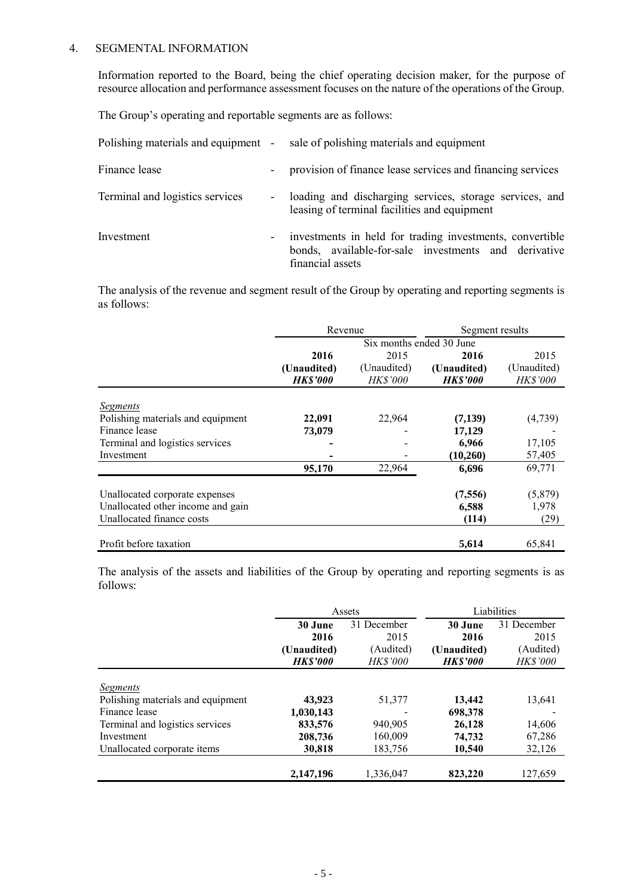## 4. SEGMENTAL INFORMATION

Information reported to the Board, being the chief operating decision maker, for the purpose of resource allocation and performance assessment focuses on the nature of the operations of the Group.

The Group's operating and reportable segments are as follows:

| | | |
|---|---|---|
| Polishing materials and equipment | - | sale of polishing materials and equipment |
| Finance lease | - | provision of finance lease services and financing services |
| Terminal and logistics services | - | loading and discharging services, storage services, and leasing of terminal facilities and equipment |
| Investment | - | investments in held for trading investments, convertible bonds, available-for-sale investments and derivative financial assets |

The analysis of the revenue and segment result of the Group by operating and reporting segments is as follows:

| | Revenue | | Segment results | |
|---|---|---|---|---|
| | Six months ended 30 June | | | |
| | **2016** | 2015 | **2016** | 2015 |
| | **(Unaudited)** | (Unaudited) | **(Unaudited)** | (Unaudited) |
| | ***HK$'000*** | *HK$'000* | ***HK$'000*** | *HK$'000* |
| *Segments* | | | | |
| Polishing materials and equipment | **22,091** | 22,964 | **(7,139)** | (4,739) |
| Finance lease | **73,079** | - | **17,129** | - |
| Terminal and logistics services | **-** | - | **6,966** | 17,105 |
| Investment | **-** | - | **(10,260)** | 57,405 |
| | **95,170** | 22,964 | **6,696** | 69,771 |
| Unallocated corporate expenses | | | **(7,556)** | (5,879) |
| Unallocated other income and gain | | | **6,588** | 1,978 |
| Unallocated finance costs | | | **(114)** | (29) |
| Profit before taxation | | | **5,614** | 65,841 |

The analysis of the assets and liabilities of the Group by operating and reporting segments is as follows:

| | Assets | | Liabilities | |
|---|---|---|---|---|
| | **30 June 2016** | 31 December 2015 | **30 June 2016** | 31 December 2015 |
| | **(Unaudited)** | (Audited) | **(Unaudited)** | (Audited) |
| | ***HK$'000*** | *HK$'000* | ***HK$'000*** | *HK$'000* |
| *Segments* | | | | |
| Polishing materials and equipment | **43,923** | 51,377 | **13,442** | 13,641 |
| Finance lease | **1,030,143** | - | **698,378** | - |
| Terminal and logistics services | **833,576** | 940,905 | **26,128** | 14,606 |
| Investment | **208,736** | 160,009 | **74,732** | 67,286 |
| Unallocated corporate items | **30,818** | 183,756 | **10,540** | 32,126 |
| | **2,147,196** | 1,336,047 | **823,220** | 127,659 |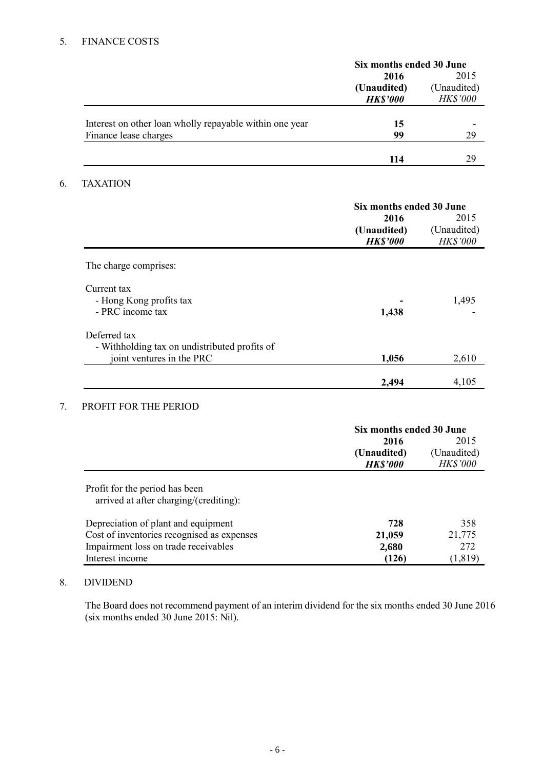## 5. FINANCE COSTS

| | Six months ended 30 June | |
|---|---|---|
| | **2016** | 2015 |
| | **(Unaudited)** | (Unaudited) |
| | ***HK$'000*** | *HK$'000* |
| Interest on other loan wholly repayable within one year | **15** | - |
| Finance lease charges | **99** | 29 |
| | **114** | 29 |

## 6. TAXATION

| | Six months ended 30 June | |
|---|---|---|
| | **2016** | 2015 |
| | **(Unaudited)** | (Unaudited) |
| | ***HK$'000*** | *HK$'000* |
| The charge comprises: | | |
| Current tax | | |
| - Hong Kong profits tax | **-** | 1,495 |
| - PRC income tax | **1,438** | - |
| Deferred tax | | |
| - Withholding tax on undistributed profits of joint ventures in the PRC | **1,056** | 2,610 |
| | **2,494** | 4,105 |

## 7. PROFIT FOR THE PERIOD

| | Six months ended 30 June | |
|---|---|---|
| | **2016** | 2015 |
| | **(Unaudited)** | (Unaudited) |
| | ***HK$'000*** | *HK$'000* |
| Profit for the period has been arrived at after charging/(crediting): | | |
| Depreciation of plant and equipment | **728** | 358 |
| Cost of inventories recognised as expenses | **21,059** | 21,775 |
| Impairment loss on trade receivables | **2,680** | 272 |
| Interest income | **(126)** | (1,819) |

## 8. DIVIDEND

The Board does not recommend payment of an interim dividend for the six months ended 30 June 2016 (six months ended 30 June 2015: Nil).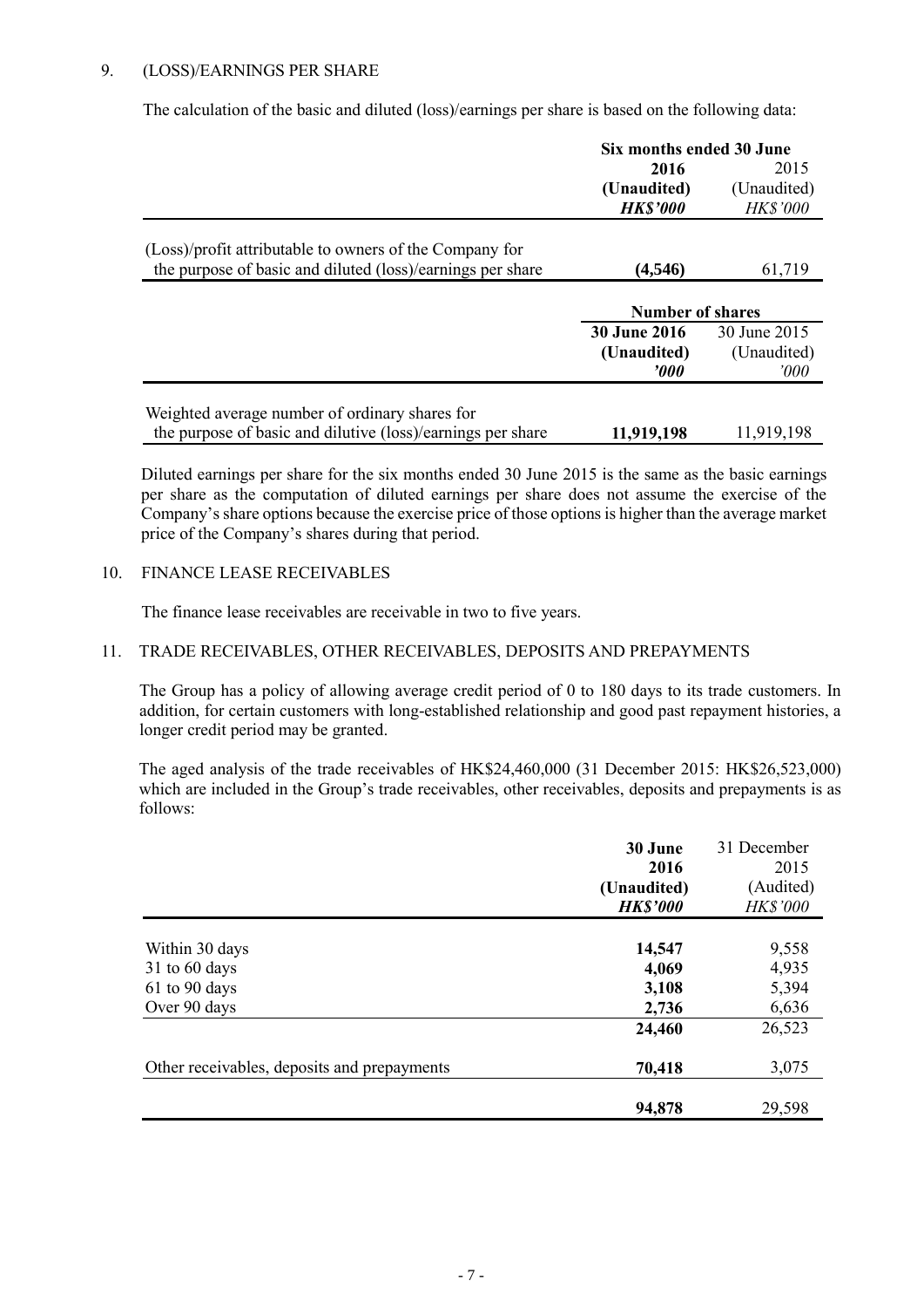## 9. (LOSS)/EARNINGS PER SHARE

The calculation of the basic and diluted (loss)/earnings per share is based on the following data:

| | Six months ended 30 June | |
|---|---|---|
| | **2016** | 2015 |
| | **(Unaudited)** | (Unaudited) |
| | ***HK$'000*** | *HK$'000* |
| (Loss)/profit attributable to owners of the Company for the purpose of basic and diluted (loss)/earnings per share | **(4,546)** | 61,719 |

| | Number of shares | |
|---|---|---|
| | **30 June 2016** | 30 June 2015 |
| | **(Unaudited)** | (Unaudited) |
| | ***'000*** | *'000* |
| Weighted average number of ordinary shares for the purpose of basic and dilutive (loss)/earnings per share | **11,919,198** | 11,919,198 |

Diluted earnings per share for the six months ended 30 June 2015 is the same as the basic earnings per share as the computation of diluted earnings per share does not assume the exercise of the Company's share options because the exercise price of those options is higher than the average market price of the Company's shares during that period.

## 10. FINANCE LEASE RECEIVABLES

The finance lease receivables are receivable in two to five years.

## 11. TRADE RECEIVABLES, OTHER RECEIVABLES, DEPOSITS AND PREPAYMENTS

The Group has a policy of allowing average credit period of 0 to 180 days to its trade customers. In addition, for certain customers with long-established relationship and good past repayment histories, a longer credit period may be granted.

The aged analysis of the trade receivables of HK$24,460,000 (31 December 2015: HK$26,523,000) which are included in the Group's trade receivables, other receivables, deposits and prepayments is as follows:

| | **30 June 2016** | 31 December 2015 |
|---|---|---|
| | **(Unaudited)** | (Audited) |
| | ***HK$'000*** | *HK$'000* |
| Within 30 days | **14,547** | 9,558 |
| 31 to 60 days | **4,069** | 4,935 |
| 61 to 90 days | **3,108** | 5,394 |
| Over 90 days | **2,736** | 6,636 |
| | **24,460** | 26,523 |
| Other receivables, deposits and prepayments | **70,418** | 3,075 |
| | **94,878** | 29,598 |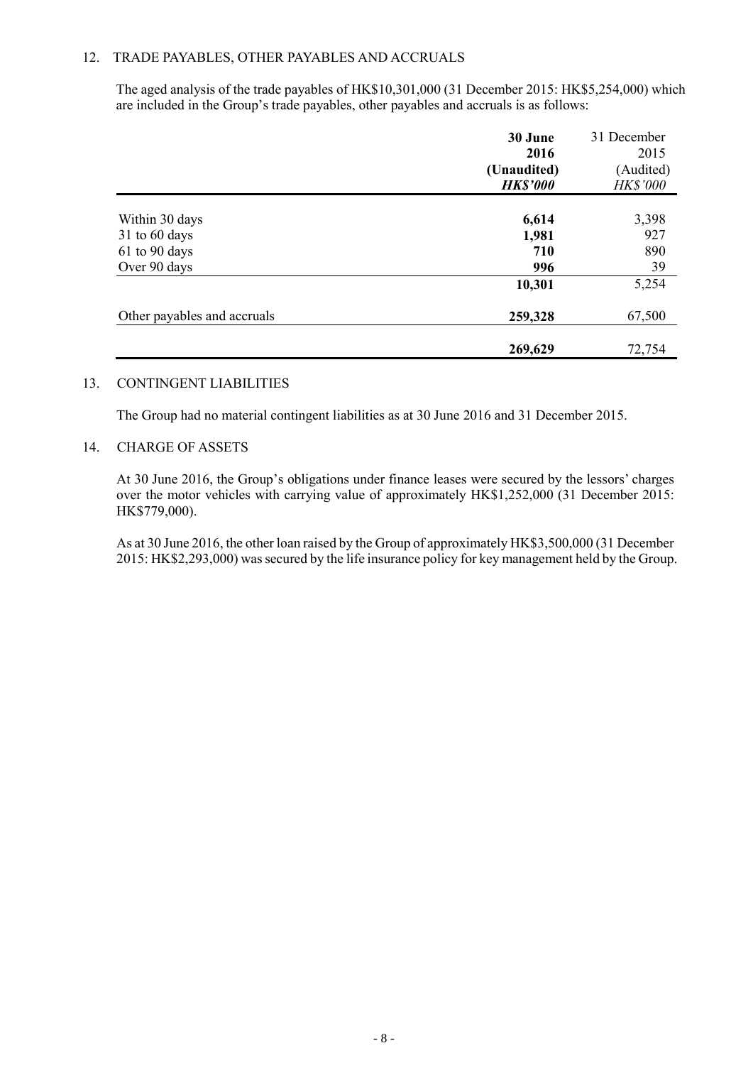## 12. TRADE PAYABLES, OTHER PAYABLES AND ACCRUALS

The aged analysis of the trade payables of HK$10,301,000 (31 December 2015: HK$5,254,000) which are included in the Group's trade payables, other payables and accruals is as follows:

| | **30 June 2016 (Unaudited)** ***HK$'000*** | 31 December 2015 (Audited) *HK$'000* |
|---|---|---|
| Within 30 days | **6,614** | 3,398 |
| 31 to 60 days | **1,981** | 927 |
| 61 to 90 days | **710** | 890 |
| Over 90 days | **996** | 39 |
| | **10,301** | 5,254 |
| Other payables and accruals | **259,328** | 67,500 |
| | **269,629** | 72,754 |

## 13. CONTINGENT LIABILITIES

The Group had no material contingent liabilities as at 30 June 2016 and 31 December 2015.

## 14. CHARGE OF ASSETS

At 30 June 2016, the Group's obligations under finance leases were secured by the lessors' charges over the motor vehicles with carrying value of approximately HK$1,252,000 (31 December 2015: HK$779,000).

As at 30 June 2016, the other loan raised by the Group of approximately HK$3,500,000 (31 December 2015: HK$2,293,000) was secured by the life insurance policy for key management held by the Group.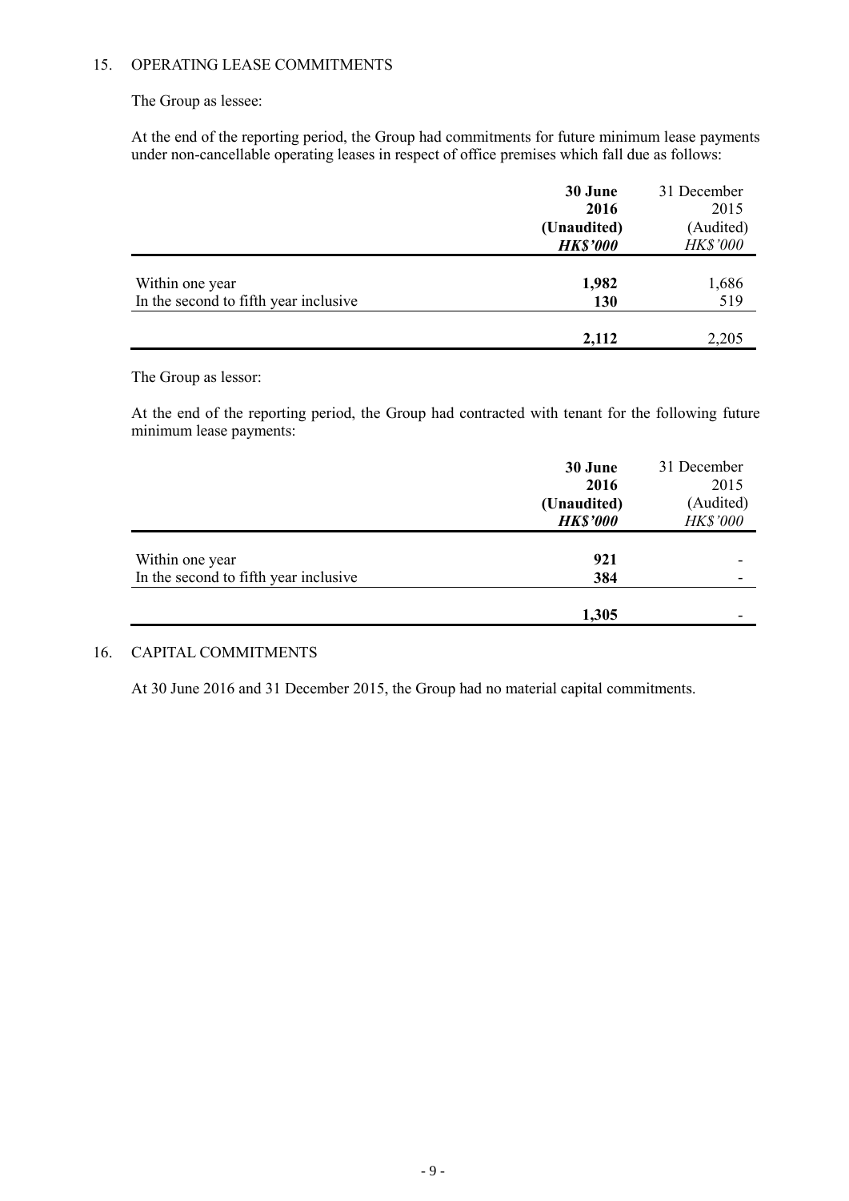## 15. OPERATING LEASE COMMITMENTS

The Group as lessee:

At the end of the reporting period, the Group had commitments for future minimum lease payments under non-cancellable operating leases in respect of office premises which fall due as follows:

| | **30 June 2016 (Unaudited)** ***HK$'000*** | 31 December 2015 (Audited) *HK$'000* |
|---|---|---|
| Within one year | **1,982** | 1,686 |
| In the second to fifth year inclusive | **130** | 519 |
| | **2,112** | 2,205 |

The Group as lessor:

At the end of the reporting period, the Group had contracted with tenant for the following future minimum lease payments:

| | **30 June 2016 (Unaudited)** ***HK$'000*** | 31 December 2015 (Audited) *HK$'000* |
|---|---|---|
| Within one year | **921** | - |
| In the second to fifth year inclusive | **384** | - |
| | **1,305** | - |

## 16. CAPITAL COMMITMENTS

At 30 June 2016 and 31 December 2015, the Group had no material capital commitments.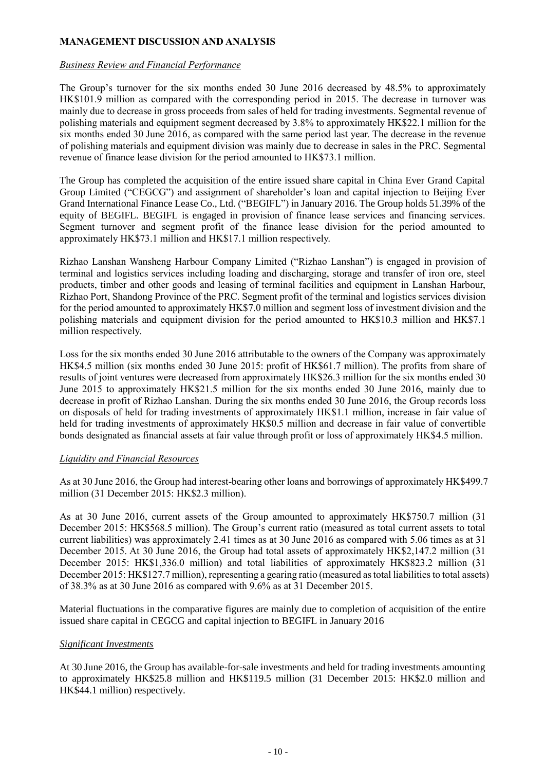## MANAGEMENT DISCUSSION AND ANALYSIS

### *Business Review and Financial Performance*

The Group's turnover for the six months ended 30 June 2016 decreased by 48.5% to approximately HK$101.9 million as compared with the corresponding period in 2015. The decrease in turnover was mainly due to decrease in gross proceeds from sales of held for trading investments. Segmental revenue of polishing materials and equipment segment decreased by 3.8% to approximately HK$22.1 million for the six months ended 30 June 2016, as compared with the same period last year. The decrease in the revenue of polishing materials and equipment division was mainly due to decrease in sales in the PRC. Segmental revenue of finance lease division for the period amounted to HK$73.1 million.

The Group has completed the acquisition of the entire issued share capital in China Ever Grand Capital Group Limited ("CEGCG") and assignment of shareholder's loan and capital injection to Beijing Ever Grand International Finance Lease Co., Ltd. ("BEGIFL") in January 2016. The Group holds 51.39% of the equity of BEGIFL. BEGIFL is engaged in provision of finance lease services and financing services. Segment turnover and segment profit of the finance lease division for the period amounted to approximately HK$73.1 million and HK$17.1 million respectively.

Rizhao Lanshan Wansheng Harbour Company Limited ("Rizhao Lanshan") is engaged in provision of terminal and logistics services including loading and discharging, storage and transfer of iron ore, steel products, timber and other goods and leasing of terminal facilities and equipment in Lanshan Harbour, Rizhao Port, Shandong Province of the PRC. Segment profit of the terminal and logistics services division for the period amounted to approximately HK$7.0 million and segment loss of investment division and the polishing materials and equipment division for the period amounted to HK$10.3 million and HK$7.1 million respectively.

Loss for the six months ended 30 June 2016 attributable to the owners of the Company was approximately HK$4.5 million (six months ended 30 June 2015: profit of HK$61.7 million). The profits from share of results of joint ventures were decreased from approximately HK$26.3 million for the six months ended 30 June 2015 to approximately HK$21.5 million for the six months ended 30 June 2016, mainly due to decrease in profit of Rizhao Lanshan. During the six months ended 30 June 2016, the Group records loss on disposals of held for trading investments of approximately HK$1.1 million, increase in fair value of held for trading investments of approximately HK$0.5 million and decrease in fair value of convertible bonds designated as financial assets at fair value through profit or loss of approximately HK$4.5 million.

### *Liquidity and Financial Resources*

As at 30 June 2016, the Group had interest-bearing other loans and borrowings of approximately HK$499.7 million (31 December 2015: HK$2.3 million).

As at 30 June 2016, current assets of the Group amounted to approximately HK$750.7 million (31 December 2015: HK$568.5 million). The Group's current ratio (measured as total current assets to total current liabilities) was approximately 2.41 times as at 30 June 2016 as compared with 5.06 times as at 31 December 2015. At 30 June 2016, the Group had total assets of approximately HK$2,147.2 million (31 December 2015: HK$1,336.0 million) and total liabilities of approximately HK$823.2 million (31 December 2015: HK$127.7 million), representing a gearing ratio (measured as total liabilities to total assets) of 38.3% as at 30 June 2016 as compared with 9.6% as at 31 December 2015.

Material fluctuations in the comparative figures are mainly due to completion of acquisition of the entire issued share capital in CEGCG and capital injection to BEGIFL in January 2016

### *Significant Investments*

At 30 June 2016, the Group has available-for-sale investments and held for trading investments amounting to approximately HK$25.8 million and HK$119.5 million (31 December 2015: HK$2.0 million and HK$44.1 million) respectively.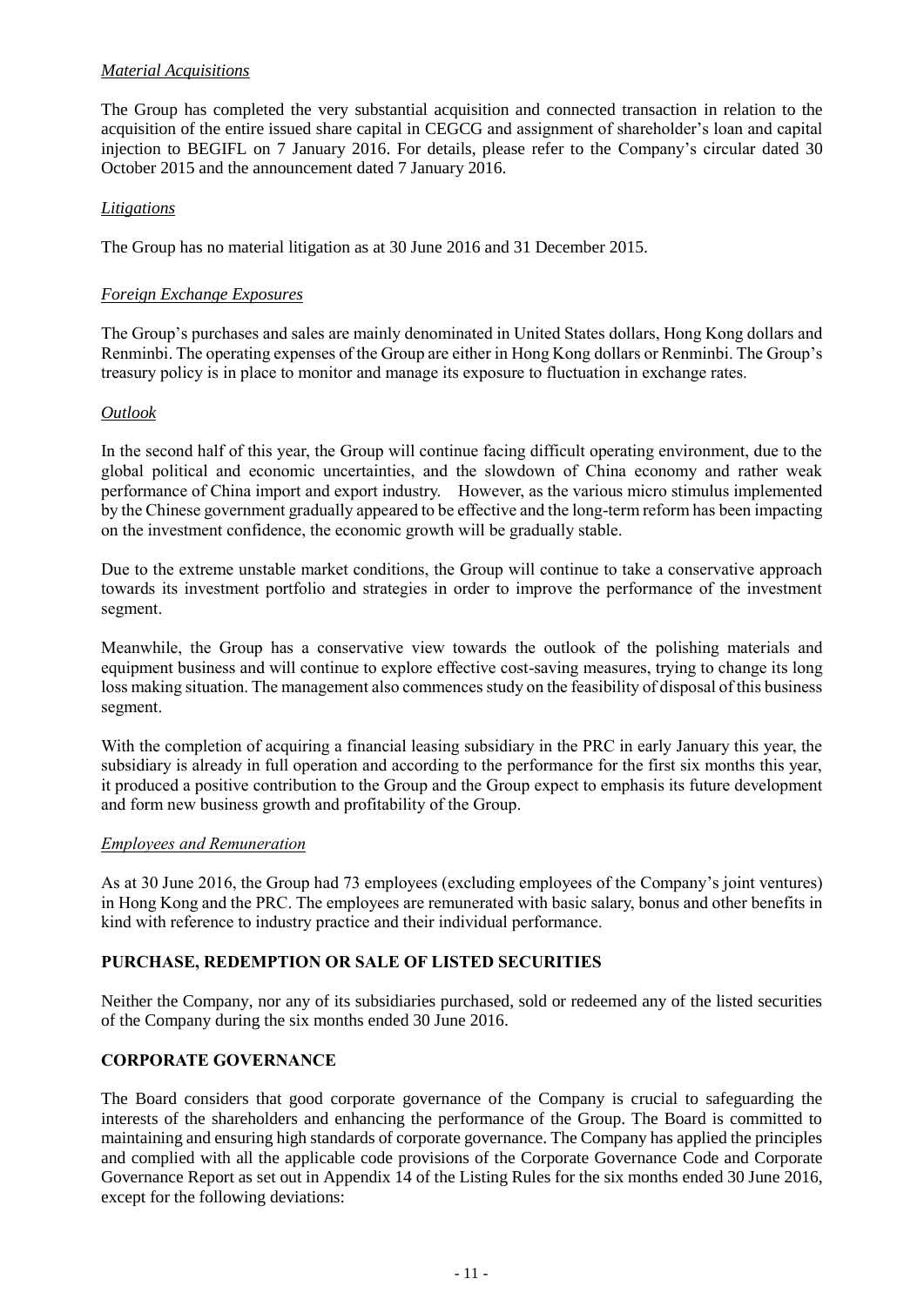*Material Acquisitions*

The Group has completed the very substantial acquisition and connected transaction in relation to the acquisition of the entire issued share capital in CEGCG and assignment of shareholder's loan and capital injection to BEGIFL on 7 January 2016. For details, please refer to the Company's circular dated 30 October 2015 and the announcement dated 7 January 2016.

*Litigations*

The Group has no material litigation as at 30 June 2016 and 31 December 2015.

*Foreign Exchange Exposures*

The Group's purchases and sales are mainly denominated in United States dollars, Hong Kong dollars and Renminbi. The operating expenses of the Group are either in Hong Kong dollars or Renminbi. The Group's treasury policy is in place to monitor and manage its exposure to fluctuation in exchange rates.

*Outlook*

In the second half of this year, the Group will continue facing difficult operating environment, due to the global political and economic uncertainties, and the slowdown of China economy and rather weak performance of China import and export industry. However, as the various micro stimulus implemented by the Chinese government gradually appeared to be effective and the long-term reform has been impacting on the investment confidence, the economic growth will be gradually stable.

Due to the extreme unstable market conditions, the Group will continue to take a conservative approach towards its investment portfolio and strategies in order to improve the performance of the investment segment.

Meanwhile, the Group has a conservative view towards the outlook of the polishing materials and equipment business and will continue to explore effective cost-saving measures, trying to change its long loss making situation. The management also commences study on the feasibility of disposal of this business segment.

With the completion of acquiring a financial leasing subsidiary in the PRC in early January this year, the subsidiary is already in full operation and according to the performance for the first six months this year, it produced a positive contribution to the Group and the Group expect to emphasis its future development and form new business growth and profitability of the Group.

*Employees and Remuneration*

As at 30 June 2016, the Group had 73 employees (excluding employees of the Company's joint ventures) in Hong Kong and the PRC. The employees are remunerated with basic salary, bonus and other benefits in kind with reference to industry practice and their individual performance.

**PURCHASE, REDEMPTION OR SALE OF LISTED SECURITIES**

Neither the Company, nor any of its subsidiaries purchased, sold or redeemed any of the listed securities of the Company during the six months ended 30 June 2016.

**CORPORATE GOVERNANCE**

The Board considers that good corporate governance of the Company is crucial to safeguarding the interests of the shareholders and enhancing the performance of the Group. The Board is committed to maintaining and ensuring high standards of corporate governance. The Company has applied the principles and complied with all the applicable code provisions of the Corporate Governance Code and Corporate Governance Report as set out in Appendix 14 of the Listing Rules for the six months ended 30 June 2016, except for the following deviations: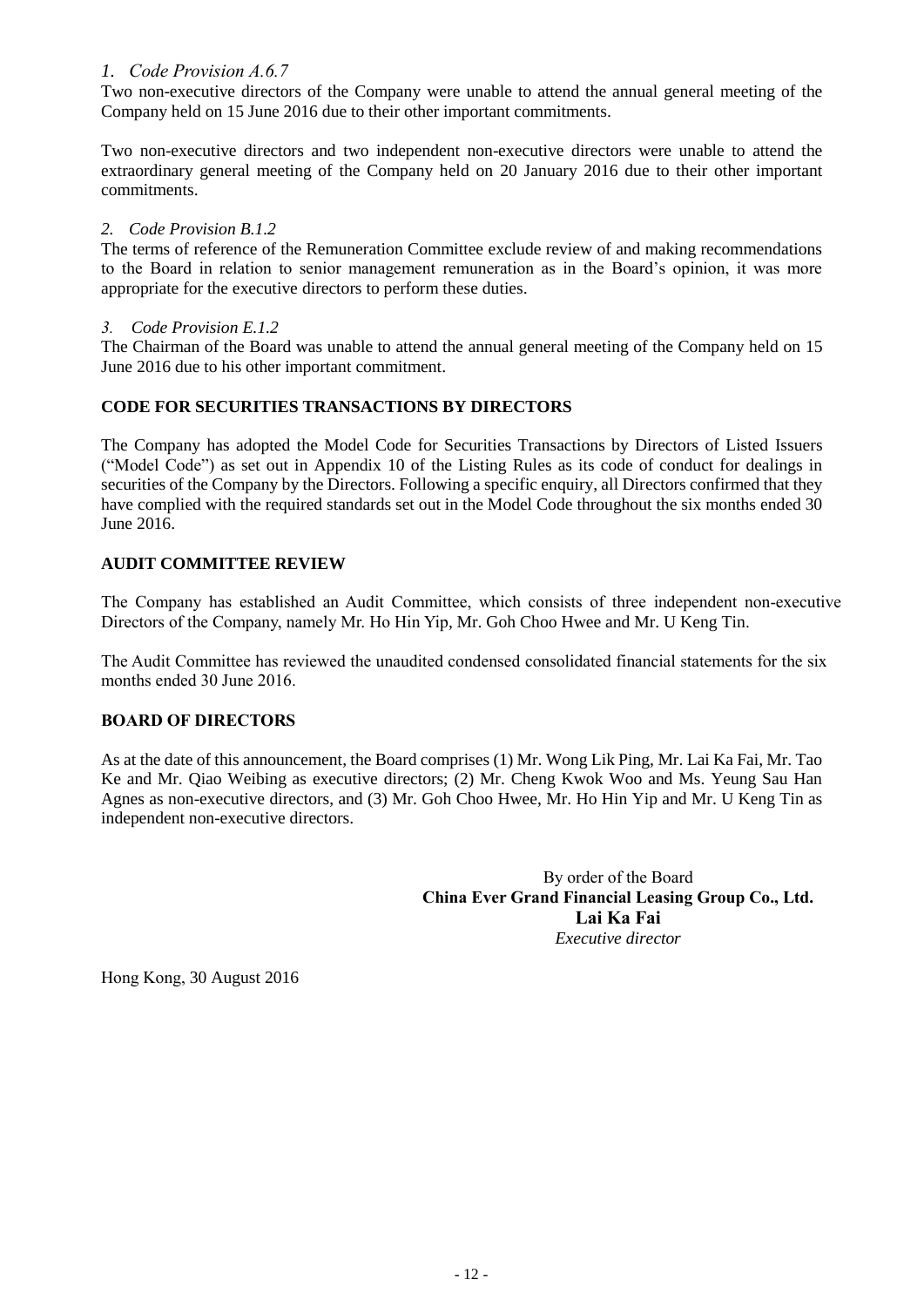*1. Code Provision A.6.7*

Two non-executive directors of the Company were unable to attend the annual general meeting of the Company held on 15 June 2016 due to their other important commitments.

Two non-executive directors and two independent non-executive directors were unable to attend the extraordinary general meeting of the Company held on 20 January 2016 due to their other important commitments.

*2. Code Provision B.1.2*

The terms of reference of the Remuneration Committee exclude review of and making recommendations to the Board in relation to senior management remuneration as in the Board's opinion, it was more appropriate for the executive directors to perform these duties.

*3. Code Provision E.1.2*

The Chairman of the Board was unable to attend the annual general meeting of the Company held on 15 June 2016 due to his other important commitment.

**CODE FOR SECURITIES TRANSACTIONS BY DIRECTORS**

The Company has adopted the Model Code for Securities Transactions by Directors of Listed Issuers ("Model Code") as set out in Appendix 10 of the Listing Rules as its code of conduct for dealings in securities of the Company by the Directors. Following a specific enquiry, all Directors confirmed that they have complied with the required standards set out in the Model Code throughout the six months ended 30 June 2016.

**AUDIT COMMITTEE REVIEW**

The Company has established an Audit Committee, which consists of three independent non-executive Directors of the Company, namely Mr. Ho Hin Yip, Mr. Goh Choo Hwee and Mr. U Keng Tin.

The Audit Committee has reviewed the unaudited condensed consolidated financial statements for the six months ended 30 June 2016.

**BOARD OF DIRECTORS**

As at the date of this announcement, the Board comprises (1) Mr. Wong Lik Ping, Mr. Lai Ka Fai, Mr. Tao Ke and Mr. Qiao Weibing as executive directors; (2) Mr. Cheng Kwok Woo and Ms. Yeung Sau Han Agnes as non-executive directors, and (3) Mr. Goh Choo Hwee, Mr. Ho Hin Yip and Mr. U Keng Tin as independent non-executive directors.

By order of the Board
**China Ever Grand Financial Leasing Group Co., Ltd.**
**Lai Ka Fai**
*Executive director*

Hong Kong, 30 August 2016